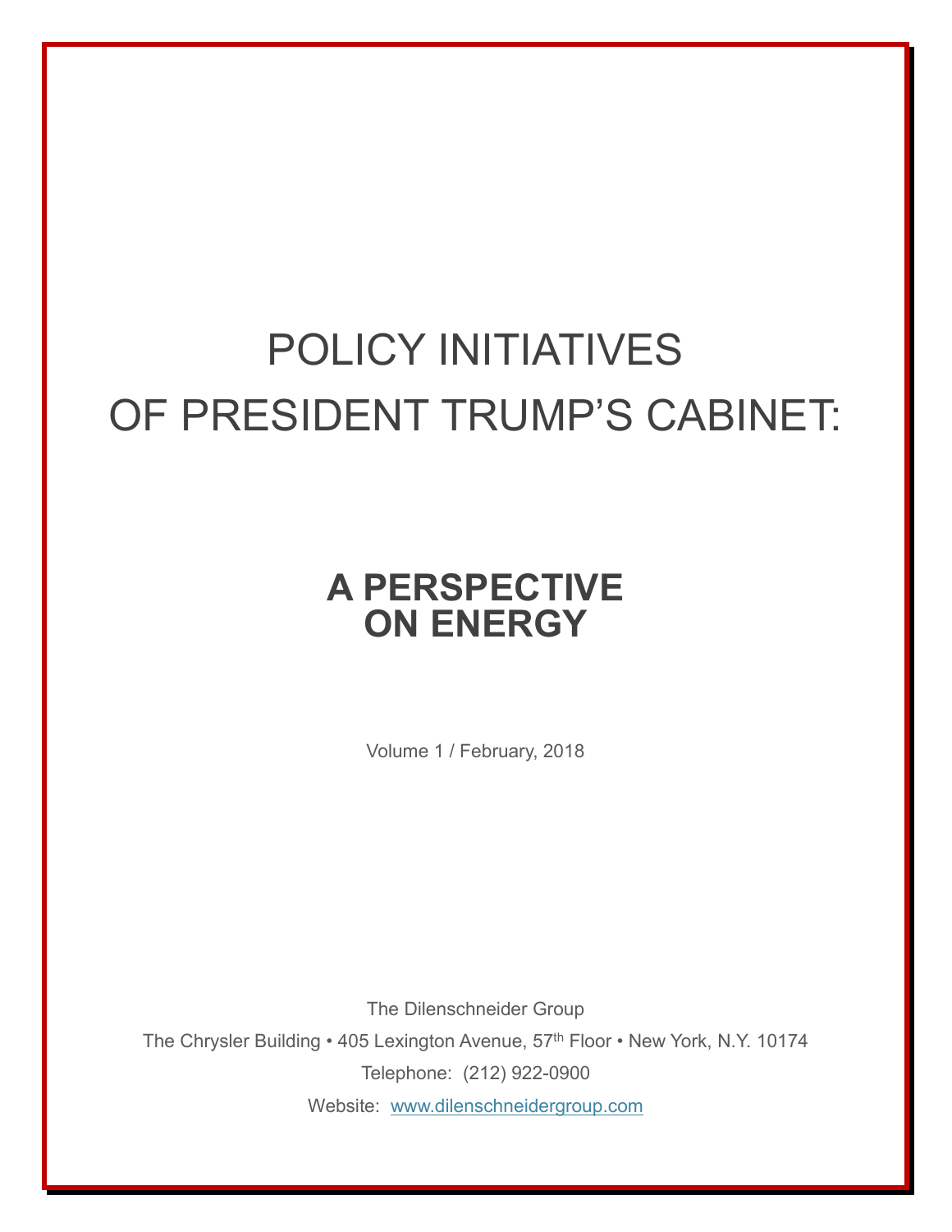# POLICY INITIATIVES OF PRESIDENT TRUMP'S CABINET:

## A PERSPECTIVE ON ENERGY

Volume 1 / February, 2018

The Dilenschneider Group

The Chrysler Building • 405 Lexington Avenue, 57th Floor • New York, N.Y. 10174

Telephone: (212) 922-0900

Website: [www.dilenschneidergroup.com](http://www.dilenschneidergroup.com)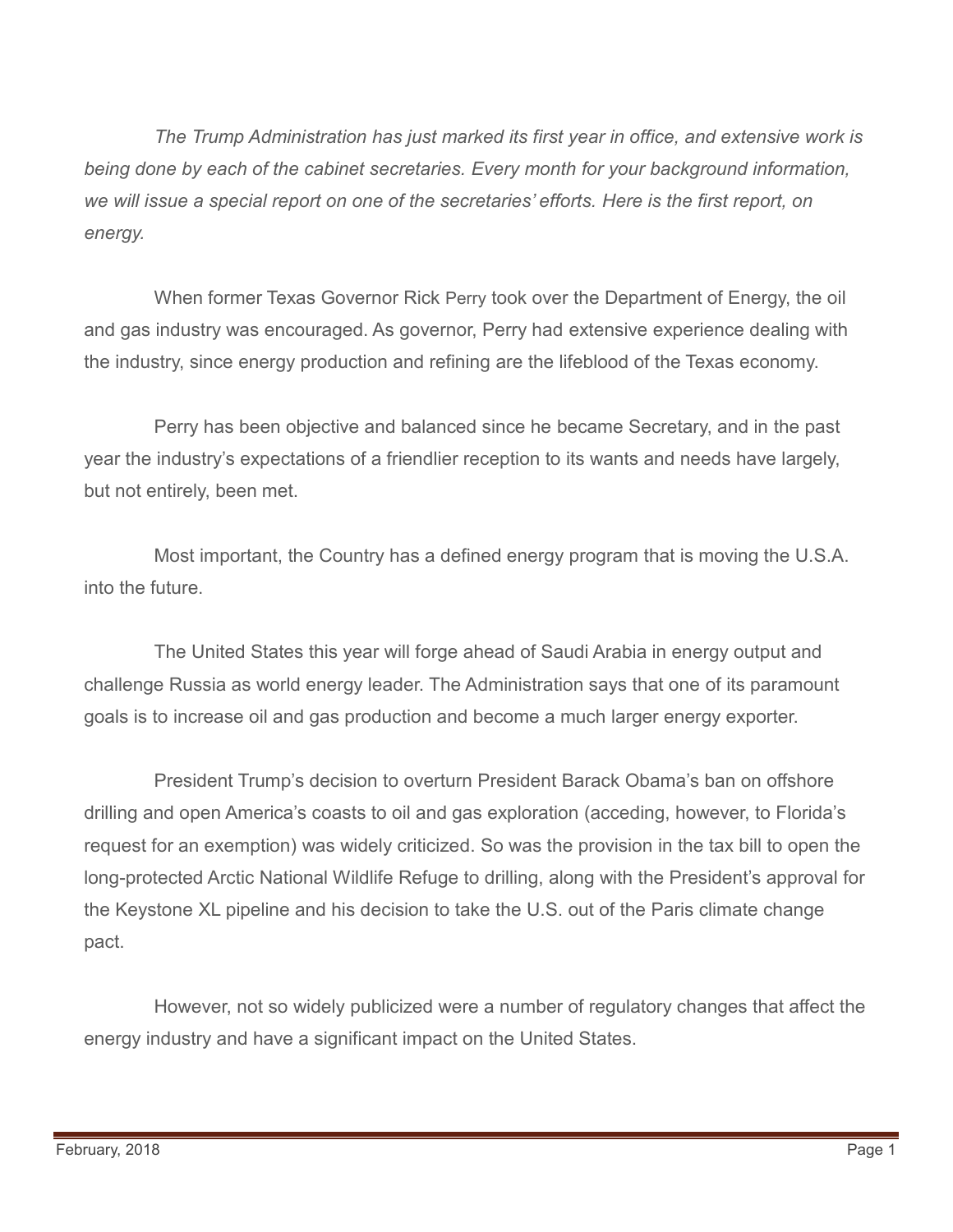*The Trump Administration has just marked its first year in office, and extensive work is being done by each of the cabinet secretaries. Every month for your background information, we will issue a special report on one of the secretaries' efforts. Here is the first report, on energy.*

When former Texas Governor Rick Perry took over the Department of Energy, the oil and gas industry was encouraged. As governor, Perry had extensive experience dealing with the industry, since energy production and refining are the lifeblood of the Texas economy.

Perry has been objective and balanced since he became Secretary, and in the past year the industry's expectations of a friendlier reception to its wants and needs have largely, but not entirely, been met.

Most important, the Country has a defined energy program that is moving the U.S.A. into the future.

The United States this year will forge ahead of Saudi Arabia in energy output and challenge Russia as world energy leader. The Administration says that one of its paramount goals is to increase oil and gas production and become a much larger energy exporter.

President Trump's decision to overturn President Barack Obama's ban on offshore drilling and open America's coasts to oil and gas exploration (acceding, however, to Florida's request for an exemption) was widely criticized. So was the provision in the tax bill to open the long-protected Arctic National Wildlife Refuge to drilling, along with the President's approval for the Keystone XL pipeline and his decision to take the U.S. out of the Paris climate change pact.

However, not so widely publicized were a number of regulatory changes that affect the energy industry and have a significant impact on the United States.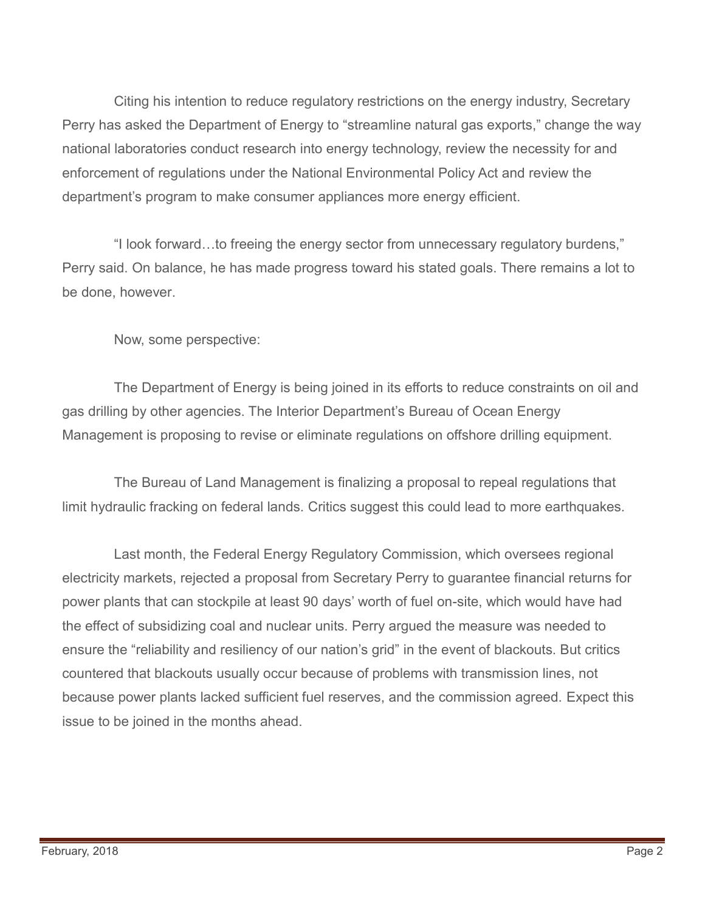Citing his intention to reduce regulatory restrictions on the energy industry, Secretary Perry has asked the Department of Energy to "streamline natural gas exports," change the way national laboratories conduct research into energy technology, review the necessity for and enforcement of regulations under the National Environmental Policy Act and review the department's program to make consumer appliances more energy efficient.

"I look forward…to freeing the energy sector from unnecessary regulatory burdens," Perry said. On balance, he has made progress toward his stated goals. There remains a lot to be done, however.

Now, some perspective:

The Department of Energy is being joined in its efforts to reduce constraints on oil and gas drilling by other agencies. The Interior Department's Bureau of Ocean Energy Management is proposing to revise or eliminate regulations on offshore drilling equipment.

The Bureau of Land Management is finalizing a proposal to repeal regulations that limit hydraulic fracking on federal lands. Critics suggest this could lead to more earthquakes.

Last month, the Federal Energy Regulatory Commission, which oversees regional electricity markets, rejected a proposal from Secretary Perry to guarantee financial returns for power plants that can stockpile at least 90 days' worth of fuel on-site, which would have had the effect of subsidizing coal and nuclear units. Perry argued the measure was needed to ensure the "reliability and resiliency of our nation's grid" in the event of blackouts. But critics countered that blackouts usually occur because of problems with transmission lines, not because power plants lacked sufficient fuel reserves, and the commission agreed. Expect this issue to be joined in the months ahead.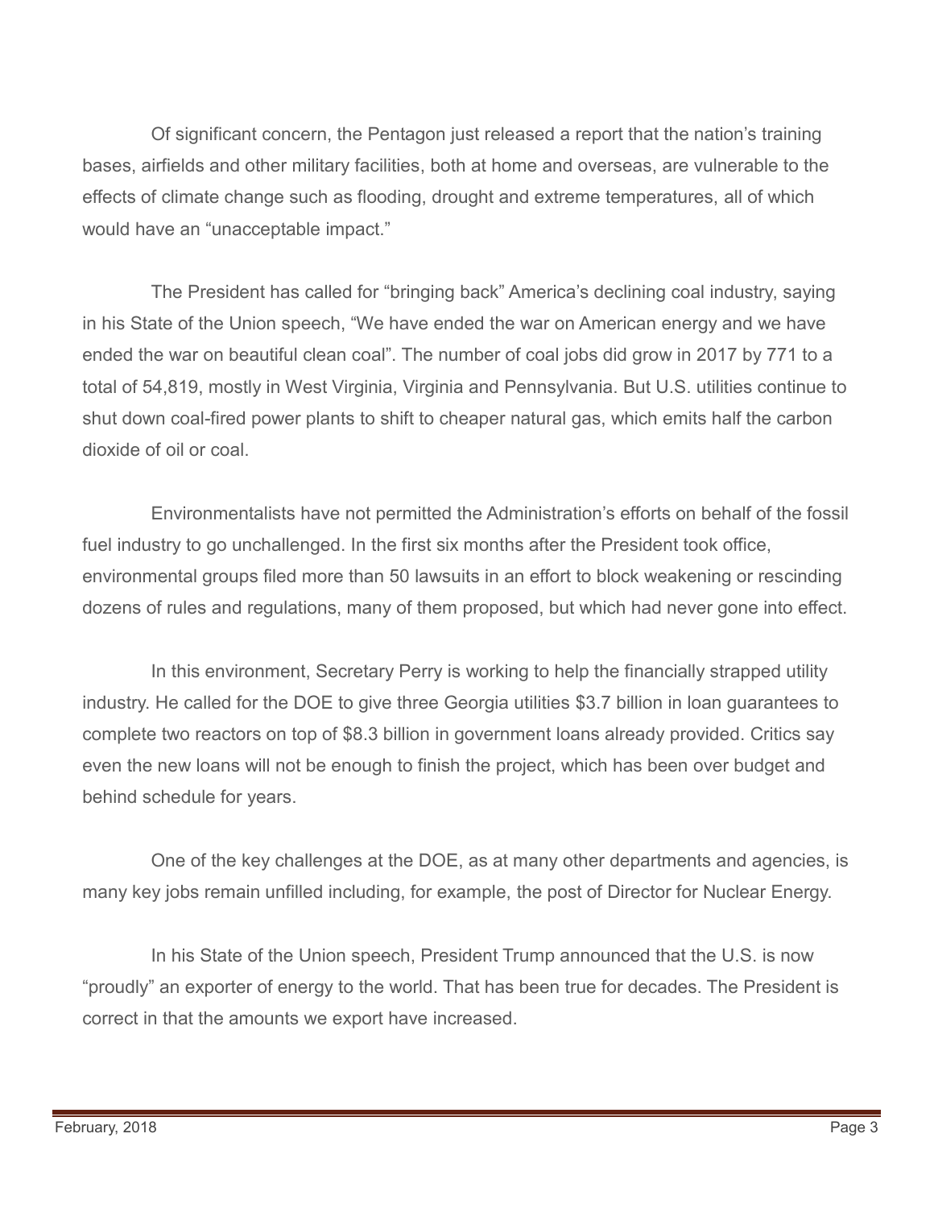Of significant concern, the Pentagon just released a report that the nation's training bases, airfields and other military facilities, both at home and overseas, are vulnerable to the effects of climate change such as flooding, drought and extreme temperatures, all of which would have an "unacceptable impact."

The President has called for "bringing back" America's declining coal industry, saying in his State of the Union speech, "We have ended the war on American energy and we have ended the war on beautiful clean coal". The number of coal jobs did grow in 2017 by 771 to a total of 54,819, mostly in West Virginia, Virginia and Pennsylvania. But U.S. utilities continue to shut down coal-fired power plants to shift to cheaper natural gas, which emits half the carbon dioxide of oil or coal.

Environmentalists have not permitted the Administration's efforts on behalf of the fossil fuel industry to go unchallenged. In the first six months after the President took office, environmental groups filed more than 50 lawsuits in an effort to block weakening or rescinding dozens of rules and regulations, many of them proposed, but which had never gone into effect.

In this environment, Secretary Perry is working to help the financially strapped utility industry. He called for the DOE to give three Georgia utilities $3.7 billion in loan guarantees to complete two reactors on top of $8.3 billion in government loans already provided. Critics say even the new loans will not be enough to finish the project, which has been over budget and behind schedule for years.

One of the key challenges at the DOE, as at many other departments and agencies, is many key jobs remain unfilled including, for example, the post of Director for Nuclear Energy.

In his State of the Union speech, President Trump announced that the U.S. is now "proudly" an exporter of energy to the world. That has been true for decades. The President is correct in that the amounts we export have increased.